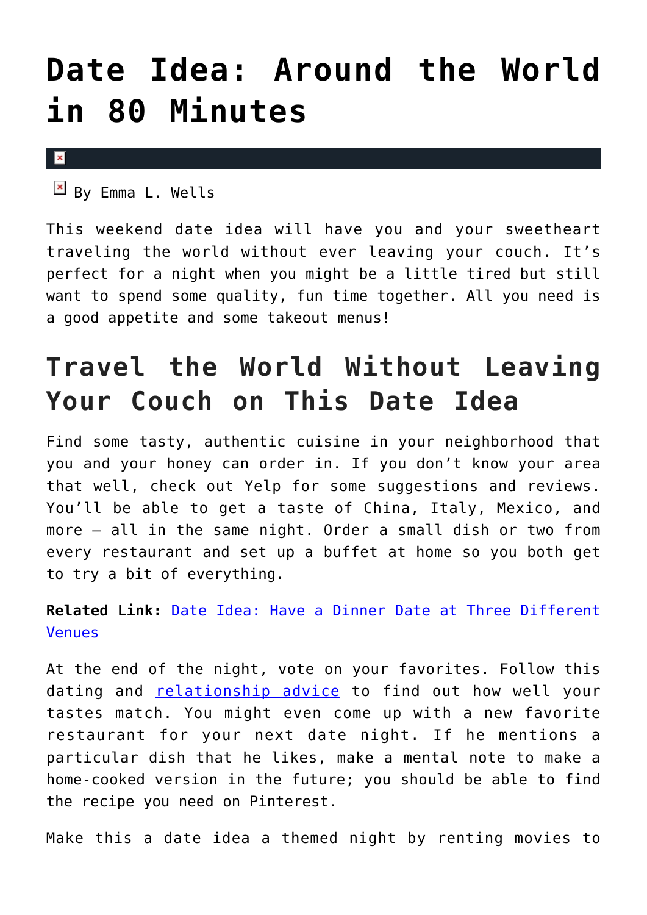# Date Idea: Around the World in 80 Minutes

By Emma L. Wells

This weekend date idea will have you and your sweetheart traveling the world without ever leaving your couch. It's perfect for a night when you might be a little tired but still want to spend some quality, fun time together. All you need is a good appetite and some takeout menus!

## Travel the World Without Leaving Your Couch on This Date Idea

Find some tasty, authentic cuisine in your neighborhood that you and your honey can order in. If you don't know your area that well, check out Yelp for some suggestions and reviews. You'll be able to get a taste of China, Italy, Mexico, and more – all in the same night. Order a small dish or two from every restaurant and set up a buffet at home so you both get to try a bit of everything.

**Related Link:** [Date Idea: Have a Dinner Date at Three Different Venues]

At the end of the night, vote on your favorites. Follow this dating and [relationship advice] to find out how well your tastes match. You might even come up with a new favorite restaurant for your next date night. If he mentions a particular dish that he likes, make a mental note to make a home-cooked version in the future; you should be able to find the recipe you need on Pinterest.

Make this a date idea a themed night by renting movies to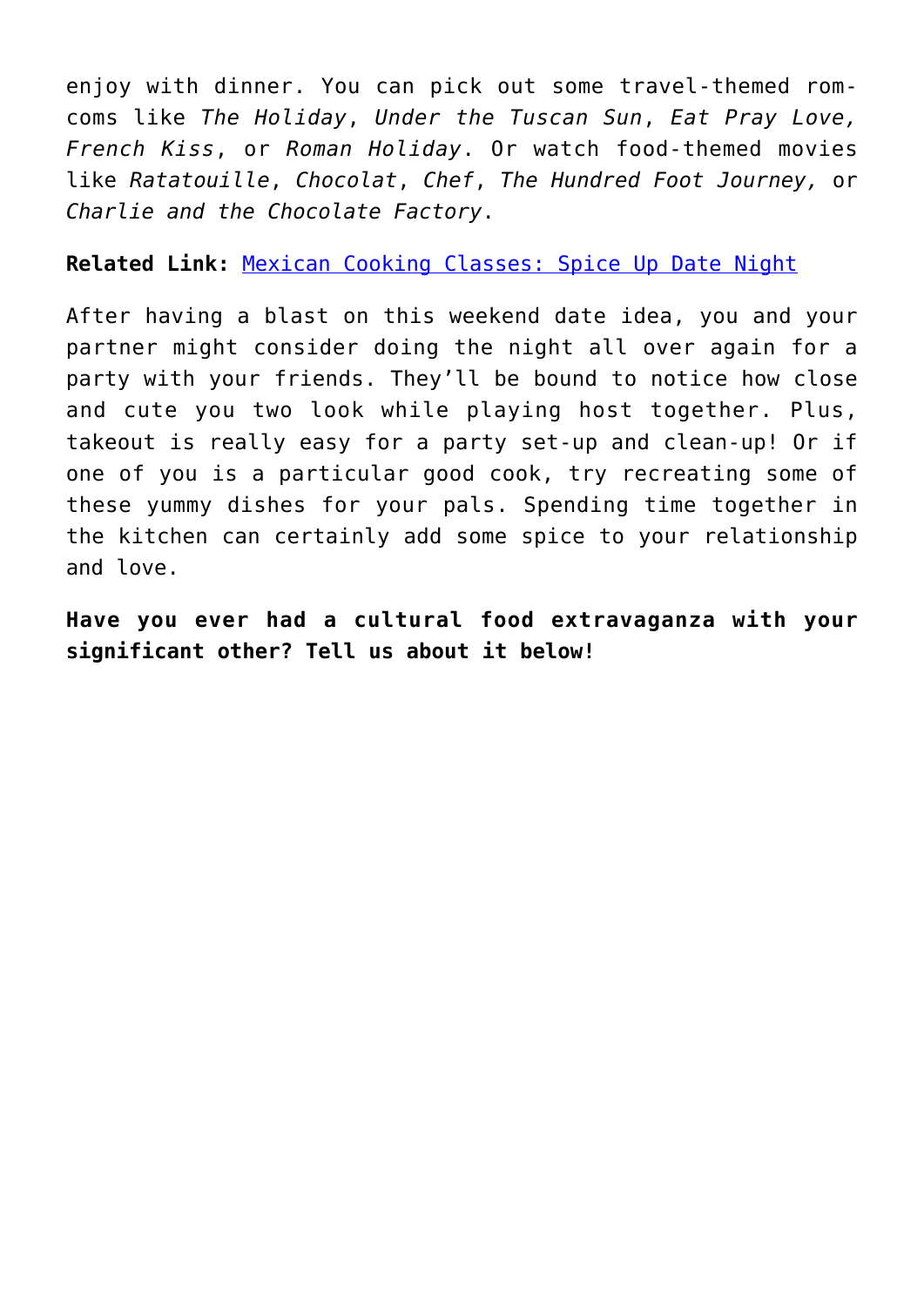enjoy with dinner. You can pick out some travel-themed rom-coms like *The Holiday*, *Under the Tuscan Sun*, *Eat Pray Love, French Kiss*, or *Roman Holiday*. Or watch food-themed movies like *Ratatouille*, *Chocolat*, *Chef*, *The Hundred Foot Journey,* or *Charlie and the Chocolate Factory*.

**Related Link:** Mexican Cooking Classes: Spice Up Date Night

After having a blast on this weekend date idea, you and your partner might consider doing the night all over again for a party with your friends. They'll be bound to notice how close and cute you two look while playing host together. Plus, takeout is really easy for a party set-up and clean-up! Or if one of you is a particular good cook, try recreating some of these yummy dishes for your pals. Spending time together in the kitchen can certainly add some spice to your relationship and love.

**Have you ever had a cultural food extravaganza with your significant other? Tell us about it below!**